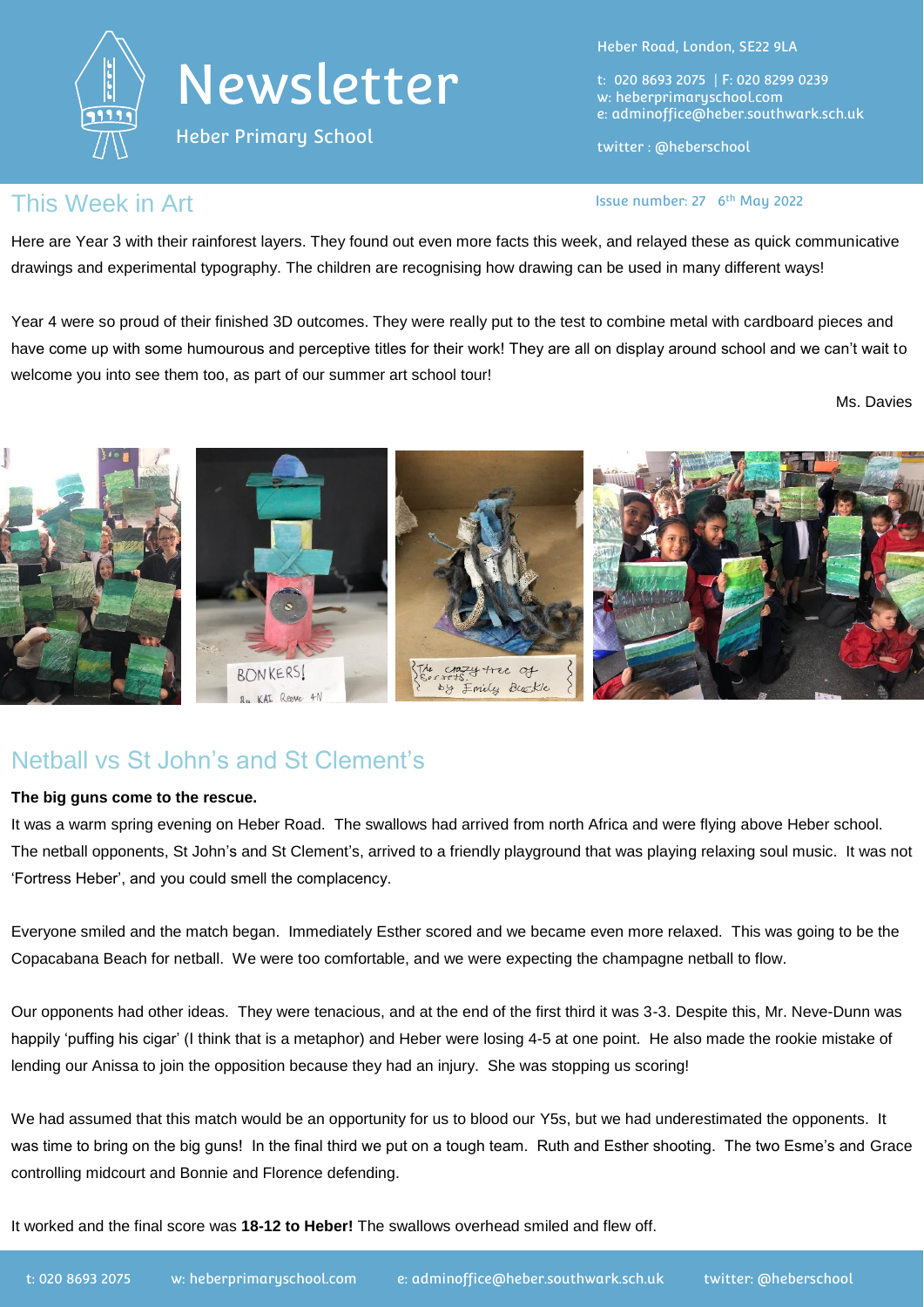# Newsletter

Heber Primary School

Heber Road, London, SE22 9LA

t: 020 8693 2075 | F: 020 8299 0239
w: heberprimaryschool.com
e: adminoffice@heber.southwark.sch.uk

twitter : @heberschool

Issue number: 27 6th May 2022

## This Week in Art

Here are Year 3 with their rainforest layers. They found out even more facts this week, and relayed these as quick communicative drawings and experimental typography. The children are recognising how drawing can be used in many different ways!

Year 4 were so proud of their finished 3D outcomes. They were really put to the test to combine metal with cardboard pieces and have come up with some humourous and perceptive titles for their work! They are all on display around school and we can't wait to welcome you into see them too, as part of our summer art school tour!

Ms. Davies

## Netball vs St John's and St Clement's

**The big guns come to the rescue.**

It was a warm spring evening on Heber Road. The swallows had arrived from north Africa and were flying above Heber school. The netball opponents, St John's and St Clement's, arrived to a friendly playground that was playing relaxing soul music. It was not 'Fortress Heber', and you could smell the complacency.

Everyone smiled and the match began. Immediately Esther scored and we became even more relaxed. This was going to be the Copacabana Beach for netball. We were too comfortable, and we were expecting the champagne netball to flow.

Our opponents had other ideas. They were tenacious, and at the end of the first third it was 3-3. Despite this, Mr. Neve-Dunn was happily 'puffing his cigar' (I think that is a metaphor) and Heber were losing 4-5 at one point. He also made the rookie mistake of lending our Anissa to join the opposition because they had an injury. She was stopping us scoring!

We had assumed that this match would be an opportunity for us to blood our Y5s, but we had underestimated the opponents. It was time to bring on the big guns! In the final third we put on a tough team. Ruth and Esther shooting. The two Esme's and Grace controlling midcourt and Bonnie and Florence defending.

It worked and the final score was **18-12 to Heber!** The swallows overhead smiled and flew off.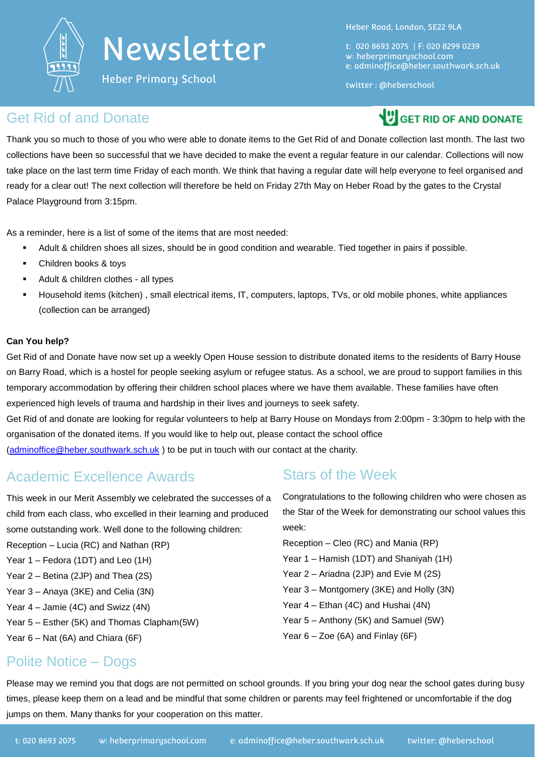# Newsletter

Heber Primary School

Heber Road, London, SE22 9LA

t: 020 8693 2075 | F: 020 8299 0239
w: heberprimaryschool.com
e: adminoffice@heber.southwark.sch.uk

twitter : @heberschool

## Get Rid of and Donate

GET RID OF AND DONATE

Thank you so much to those of you who were able to donate items to the Get Rid of and Donate collection last month. The last two collections have been so successful that we have decided to make the event a regular feature in our calendar. Collections will now take place on the last term time Friday of each month. We think that having a regular date will help everyone to feel organised and ready for a clear out! The next collection will therefore be held on Friday 27th May on Heber Road by the gates to the Crystal Palace Playground from 3:15pm.

As a reminder, here is a list of some of the items that are most needed:

- Adult & children shoes all sizes, should be in good condition and wearable. Tied together in pairs if possible.
- Children books & toys
- Adult & children clothes - all types
- Household items (kitchen) , small electrical items, IT, computers, laptops, TVs, or old mobile phones, white appliances (collection can be arranged)

**Can You help?**

Get Rid of and Donate have now set up a weekly Open House session to distribute donated items to the residents of Barry House on Barry Road, which is a hostel for people seeking asylum or refugee status. As a school, we are proud to support families in this temporary accommodation by offering their children school places where we have them available. These families have often experienced high levels of trauma and hardship in their lives and journeys to seek safety.
Get Rid of and donate are looking for regular volunteers to help at Barry House on Mondays from 2:00pm - 3:30pm to help with the organisation of the donated items. If you would like to help out, please contact the school office (adminoffice@heber.southwark.sch.uk ) to be put in touch with our contact at the charity.

## Academic Excellence Awards

This week in our Merit Assembly we celebrated the successes of a child from each class, who excelled in their learning and produced some outstanding work. Well done to the following children:

Reception – Lucia (RC) and Nathan (RP)
Year 1 – Fedora (1DT) and Leo (1H)
Year 2 – Betina (2JP) and Thea (2S)
Year 3 – Anaya (3KE) and Celia (3N)
Year 4 – Jamie (4C) and Swizz (4N)
Year 5 – Esther (5K) and Thomas Clapham(5W)
Year 6 – Nat (6A) and Chiara (6F)

## Stars of the Week

Congratulations to the following children who were chosen as the Star of the Week for demonstrating our school values this week:

Reception – Cleo (RC) and Mania (RP)
Year 1 – Hamish (1DT) and Shaniyah (1H)
Year 2 – Ariadna (2JP) and Evie M (2S)
Year 3 – Montgomery (3KE) and Holly (3N)
Year 4 – Ethan (4C) and Hushai (4N)
Year 5 – Anthony (5K) and Samuel (5W)
Year 6 – Zoe (6A) and Finlay (6F)

## Polite Notice – Dogs

Please may we remind you that dogs are not permitted on school grounds. If you bring your dog near the school gates during busy times, please keep them on a lead and be mindful that some children or parents may feel frightened or uncomfortable if the dog jumps on them. Many thanks for your cooperation on this matter.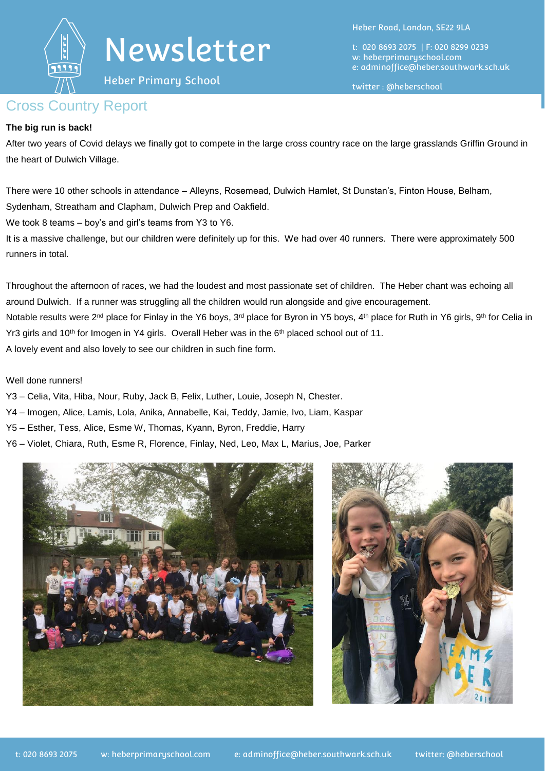# Newsletter

Heber Primary School

Heber Road, London, SE22 9LA

t: 020 8693 2075 | F: 020 8299 0239
w: heberprimaryschool.com
e: adminoffice@heber.southwark.sch.uk

twitter : @heberschool

## Cross Country Report

**The big run is back!**

After two years of Covid delays we finally got to compete in the large cross country race on the large grasslands Griffin Ground in the heart of Dulwich Village.

There were 10 other schools in attendance – Alleyns, Rosemead, Dulwich Hamlet, St Dunstan's, Finton House, Belham, Sydenham, Streatham and Clapham, Dulwich Prep and Oakfield.

We took 8 teams – boy's and girl's teams from Y3 to Y6.

It is a massive challenge, but our children were definitely up for this. We had over 40 runners. There were approximately 500 runners in total.

Throughout the afternoon of races, we had the loudest and most passionate set of children. The Heber chant was echoing all around Dulwich. If a runner was struggling all the children would run alongside and give encouragement.

Notable results were 2nd place for Finlay in the Y6 boys, 3rd place for Byron in Y5 boys, 4th place for Ruth in Y6 girls, 9th for Celia in Yr3 girls and 10th for Imogen in Y4 girls. Overall Heber was in the 6th placed school out of 11.

A lovely event and also lovely to see our children in such fine form.

Well done runners!

Y3 – Celia, Vita, Hiba, Nour, Ruby, Jack B, Felix, Luther, Louie, Joseph N, Chester.

Y4 – Imogen, Alice, Lamis, Lola, Anika, Annabelle, Kai, Teddy, Jamie, Ivo, Liam, Kaspar

Y5 – Esther, Tess, Alice, Esme W, Thomas, Kyann, Byron, Freddie, Harry

Y6 – Violet, Chiara, Ruth, Esme R, Florence, Finlay, Ned, Leo, Max L, Marius, Joe, Parker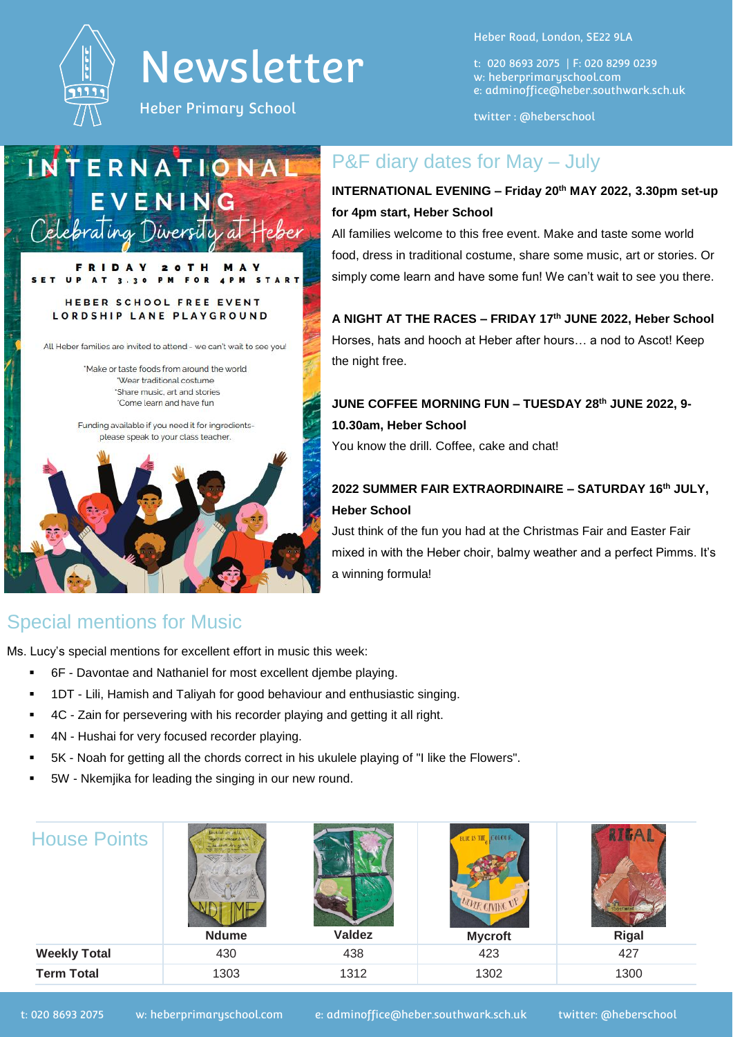# Newsletter

Heber Primary School

Heber Road, London, SE22 9LA

t: 020 8693 2075 | F: 020 8299 0239
w: heberprimaryschool.com
e: adminoffice@heber.southwark.sch.uk

twitter : @heberschool

INTERNATIONAL EVENING
Celebrating Diversity at Heber

FRIDAY 20TH MAY
SET UP AT 3.30 PM FOR 4PM START

HEBER SCHOOL FREE EVENT
LORDSHIP LANE PLAYGROUND

All Heber families are invited to attend - we can't wait to see you!

*Make or taste foods from around the world
*Wear traditional costume
*Share music, art and stories
*Come learn and have fun

Funding available if you need it for ingredients- please speak to your class teacher.

## P&F diary dates for May – July

**INTERNATIONAL EVENING – Friday 20th MAY 2022, 3.30pm set-up for 4pm start, Heber School**

All families welcome to this free event. Make and taste some world food, dress in traditional costume, share some music, art or stories. Or simply come learn and have some fun! We can't wait to see you there.

**A NIGHT AT THE RACES – FRIDAY 17th JUNE 2022, Heber School**

Horses, hats and hooch at Heber after hours… a nod to Ascot! Keep the night free.

**JUNE COFFEE MORNING FUN – TUESDAY 28th JUNE 2022, 9-10.30am, Heber School**

You know the drill. Coffee, cake and chat!

**2022 SUMMER FAIR EXTRAORDINAIRE – SATURDAY 16th JULY, Heber School**

Just think of the fun you had at the Christmas Fair and Easter Fair mixed in with the Heber choir, balmy weather and a perfect Pimms. It's a winning formula!

## Special mentions for Music

Ms. Lucy's special mentions for excellent effort in music this week:

- 6F - Davontae and Nathaniel for most excellent djembe playing.
- 1DT - Lili, Hamish and Taliyah for good behaviour and enthusiastic singing.
- 4C - Zain for persevering with his recorder playing and getting it all right.
- 4N - Hushai for very focused recorder playing.
- 5K - Noah for getting all the chords correct in his ukulele playing of "I like the Flowers".
- 5W - Nkemjika for leading the singing in our new round.

## House Points

| | Ndume | Valdez | Mycroft | Rigal |
|---|---|---|---|---|
| **Weekly Total** | 430 | 438 | 423 | 427 |
| **Term Total** | 1303 | 1312 | 1302 | 1300 |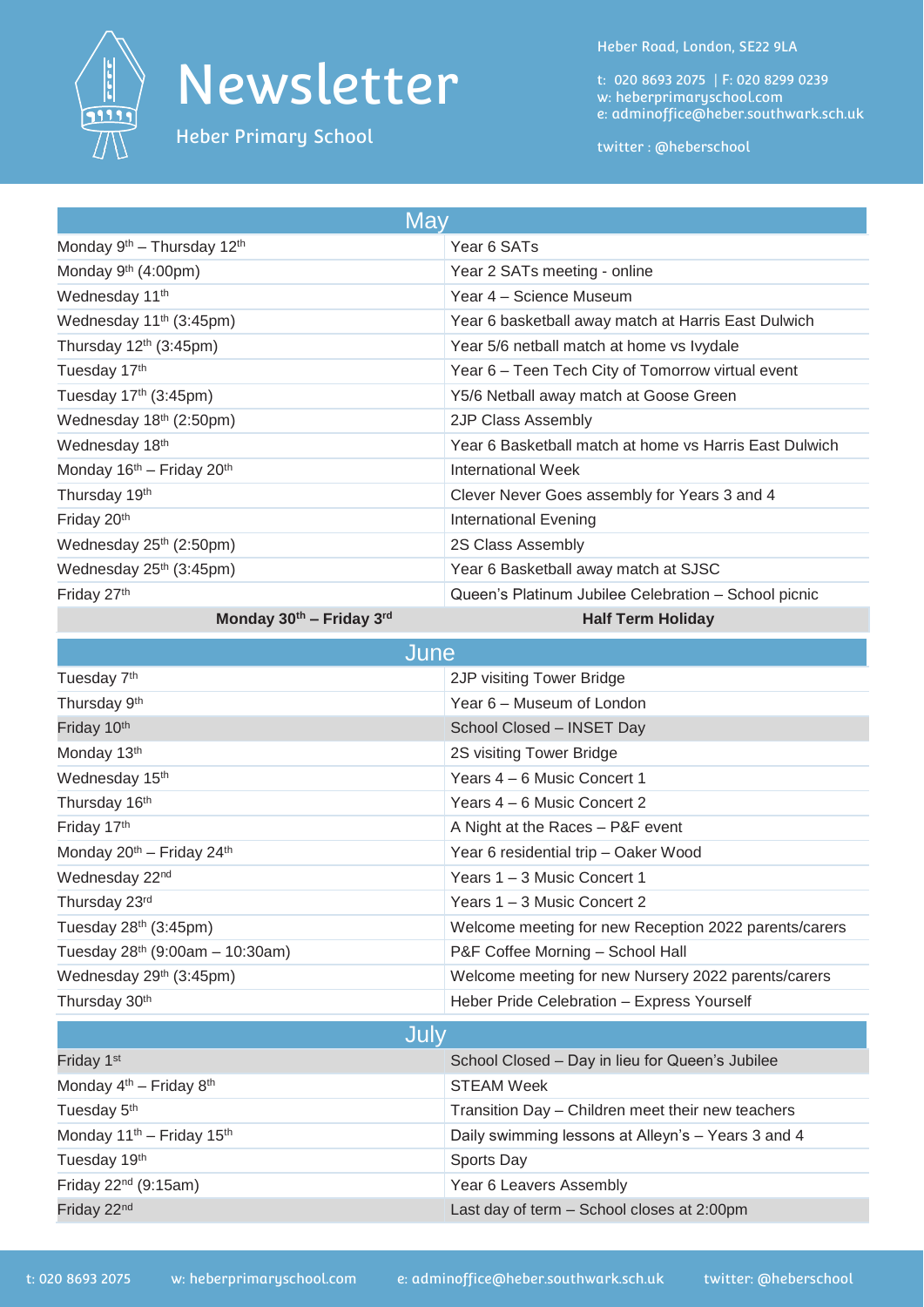# Newsletter

Heber Primary School

Heber Road, London, SE22 9LA

t: 020 8693 2075 | F: 020 8299 0239
w: heberprimaryschool.com
e: adminoffice@heber.southwark.sch.uk

twitter : @heberschool

| May | |
|---|---|
| Monday 9th – Thursday 12th | Year 6 SATs |
| Monday 9th (4:00pm) | Year 2 SATs meeting - online |
| Wednesday 11th | Year 4 – Science Museum |
| Wednesday 11th (3:45pm) | Year 6 basketball away match at Harris East Dulwich |
| Thursday 12th (3:45pm) | Year 5/6 netball match at home vs Ivydale |
| Tuesday 17th | Year 6 – Teen Tech City of Tomorrow virtual event |
| Tuesday 17th (3:45pm) | Y5/6 Netball away match at Goose Green |
| Wednesday 18th (2:50pm) | 2JP Class Assembly |
| Wednesday 18th | Year 6 Basketball match at home vs Harris East Dulwich |
| Monday 16th – Friday 20th | International Week |
| Thursday 19th | Clever Never Goes assembly for Years 3 and 4 |
| Friday 20th | International Evening |
| Wednesday 25th (2:50pm) | 2S Class Assembly |
| Wednesday 25th (3:45pm) | Year 6 Basketball away match at SJSC |
| Friday 27th | Queen's Platinum Jubilee Celebration – School picnic |
| **Monday 30th – Friday 3rd** | **Half Term Holiday** |

| June | |
|---|---|
| Tuesday 7th | 2JP visiting Tower Bridge |
| Thursday 9th | Year 6 – Museum of London |
| Friday 10th | School Closed – INSET Day |
| Monday 13th | 2S visiting Tower Bridge |
| Wednesday 15th | Years 4 – 6 Music Concert 1 |
| Thursday 16th | Years 4 – 6 Music Concert 2 |
| Friday 17th | A Night at the Races – P&F event |
| Monday 20th – Friday 24th | Year 6 residential trip – Oaker Wood |
| Wednesday 22nd | Years 1 – 3 Music Concert 1 |
| Thursday 23rd | Years 1 – 3 Music Concert 2 |
| Tuesday 28th (3:45pm) | Welcome meeting for new Reception 2022 parents/carers |
| Tuesday 28th (9:00am – 10:30am) | P&F Coffee Morning – School Hall |
| Wednesday 29th (3:45pm) | Welcome meeting for new Nursery 2022 parents/carers |
| Thursday 30th | Heber Pride Celebration – Express Yourself |

| July | |
|---|---|
| Friday 1st | School Closed – Day in lieu for Queen's Jubilee |
| Monday 4th – Friday 8th | STEAM Week |
| Tuesday 5th | Transition Day – Children meet their new teachers |
| Monday 11th – Friday 15th | Daily swimming lessons at Alleyn's – Years 3 and 4 |
| Tuesday 19th | Sports Day |
| Friday 22nd (9:15am) | Year 6 Leavers Assembly |
| Friday 22nd | Last day of term – School closes at 2:00pm |

t: 020 8693 2075 w: heberprimaryschool.com e: adminoffice@heber.southwark.sch.uk twitter: @heberschool